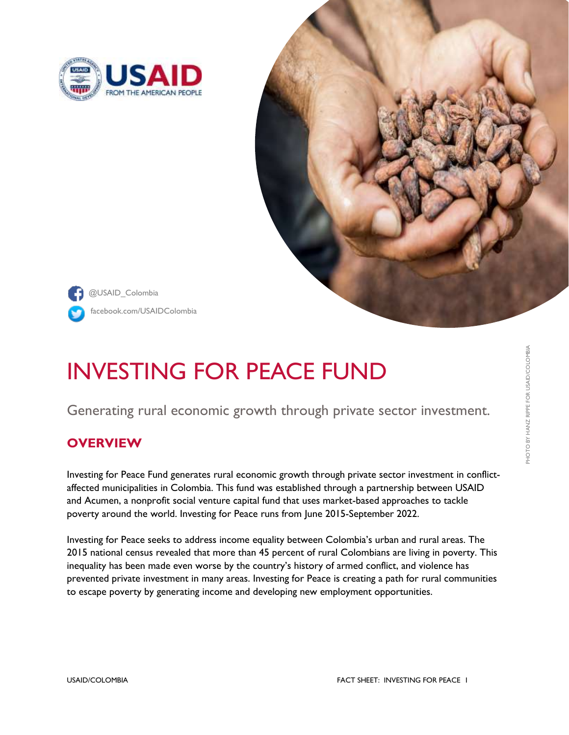USAID FROM THE AMERICAN PEOPLE

@USAID_Colombia

facebook.com/USAIDColombia

PHOTO BY HANZ RIPPE FOR USAID/COLOMBIA

# INVESTING FOR PEACE FUND

Generating rural economic growth through private sector investment.

## OVERVIEW

Investing for Peace Fund generates rural economic growth through private sector investment in conflict-affected municipalities in Colombia. This fund was established through a partnership between USAID and Acumen, a nonprofit social venture capital fund that uses market-based approaches to tackle poverty around the world. Investing for Peace runs from June 2015-September 2022.

Investing for Peace seeks to address income equality between Colombia's urban and rural areas. The 2015 national census revealed that more than 45 percent of rural Colombians are living in poverty. This inequality has been made even worse by the country's history of armed conflict, and violence has prevented private investment in many areas. Investing for Peace is creating a path for rural communities to escape poverty by generating income and developing new employment opportunities.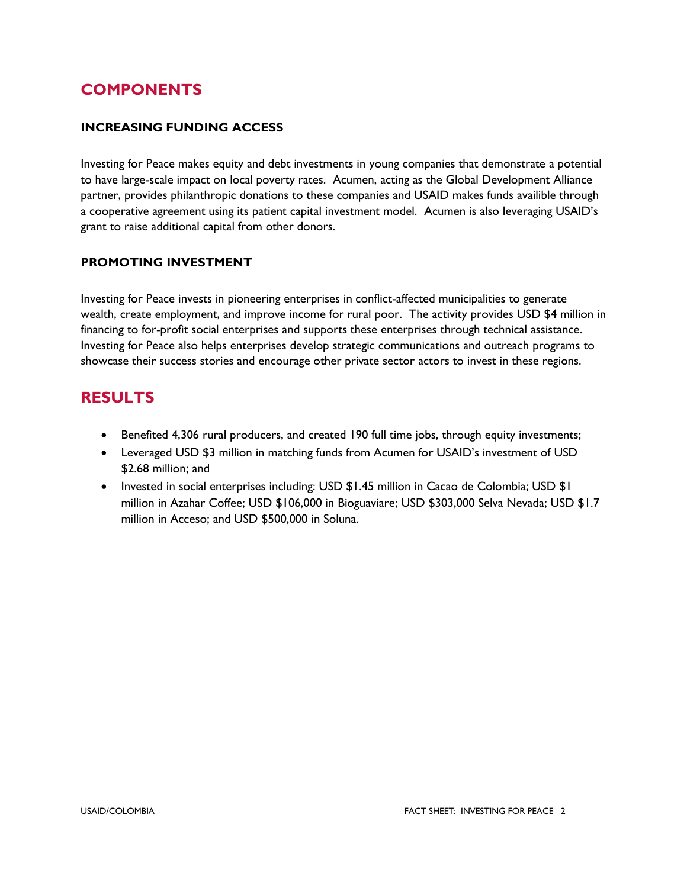## COMPONENTS

### INCREASING FUNDING ACCESS

Investing for Peace makes equity and debt investments in young companies that demonstrate a potential to have large-scale impact on local poverty rates. Acumen, acting as the Global Development Alliance partner, provides philanthropic donations to these companies and USAID makes funds availible through a cooperative agreement using its patient capital investment model. Acumen is also leveraging USAID's grant to raise additional capital from other donors.

### PROMOTING INVESTMENT

Investing for Peace invests in pioneering enterprises in conflict-affected municipalities to generate wealth, create employment, and improve income for rural poor. The activity provides USD $4 million in financing to for-profit social enterprises and supports these enterprises through technical assistance. Investing for Peace also helps enterprises develop strategic communications and outreach programs to showcase their success stories and encourage other private sector actors to invest in these regions.

## RESULTS

- Benefited 4,306 rural producers, and created 190 full time jobs, through equity investments;
- Leveraged USD $3 million in matching funds from Acumen for USAID's investment of USD $2.68 million; and
- Invested in social enterprises including: USD $1.45 million in Cacao de Colombia; USD $1 million in Azahar Coffee; USD $106,000 in Bioguaviare; USD $303,000 Selva Nevada; USD $1.7 million in Acceso; and USD $500,000 in Soluna.